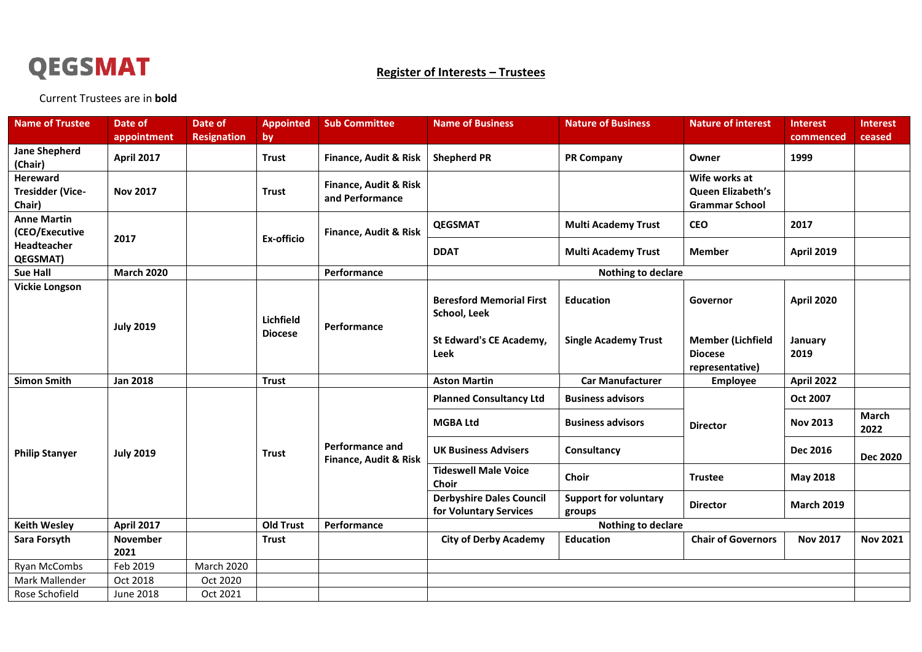**QEGSMAT**

## Register of Interests – Trustees

Current Trustees are in **bold**

| Name of Trustee | Date of appointment | Date of Resignation | Appointed by | Sub Committee | Name of Business | Nature of Business | Nature of interest | Interest commenced | Interest ceased |
|---|---|---|---|---|---|---|---|---|---|
| **Jane Shepherd (Chair)** | **April 2017** | | **Trust** | **Finance, Audit & Risk** | **Shepherd PR** | **PR Company** | **Owner** | **1999** | |
| **Hereward Tresidder (Vice-Chair)** | **Nov 2017** | | **Trust** | **Finance, Audit & Risk and Performance** | | | **Wife works at Queen Elizabeth's Grammar School** | | |
| **Anne Martin (CEO/Executive Headteacher QEGSMAT)** | **2017** | | **Ex-officio** | **Finance, Audit & Risk** | **QEGSMAT** | **Multi Academy Trust** | **CEO** | **2017** | |
| | | | | | **DDAT** | **Multi Academy Trust** | **Member** | **April 2019** | |
| **Sue Hall** | **March 2020** | | | **Performance** | **Nothing to declare** | | | | |
| **Vickie Longson** | **July 2019** | | **Lichfield Diocese** | **Performance** | **Beresford Memorial First School, Leek** | **Education** | **Governor** | **April 2020** | |
| | | | | | **St Edward's CE Academy, Leek** | **Single Academy Trust** | **Member (Lichfield Diocese representative)** | **January 2019** | |
| **Simon Smith** | **Jan 2018** | | **Trust** | | **Aston Martin** | **Car Manufacturer** | **Employee** | **April 2022** | |
| **Philip Stanyer** | **July 2019** | | **Trust** | **Performance and Finance, Audit & Risk** | **Planned Consultancy Ltd** | **Business advisors** | **Director** | **Oct 2007** | |
| | | | | | **MGBA Ltd** | **Business advisors** | **Director** | **Nov 2013** | **March 2022** |
| | | | | | **UK Business Advisers** | **Consultancy** | **Director** | **Dec 2016** | **Dec 2020** |
| | | | | | **Tideswell Male Voice Choir** | **Choir** | **Trustee** | **May 2018** | |
| | | | | | **Derbyshire Dales Council for Voluntary Services** | **Support for voluntary groups** | **Director** | **March 2019** | |
| **Keith Wesley** | **April 2017** | | **Old Trust** | **Performance** | **Nothing to declare** | | | | |
| **Sara Forsyth** | **November 2021** | | **Trust** | | **City of Derby Academy** | **Education** | **Chair of Governors** | **Nov 2017** | **Nov 2021** |
| Ryan McCombs | Feb 2019 | March 2020 | | | | | | | |
| Mark Mallender | Oct 2018 | Oct 2020 | | | | | | | |
| Rose Schofield | June 2018 | Oct 2021 | | | | | | | |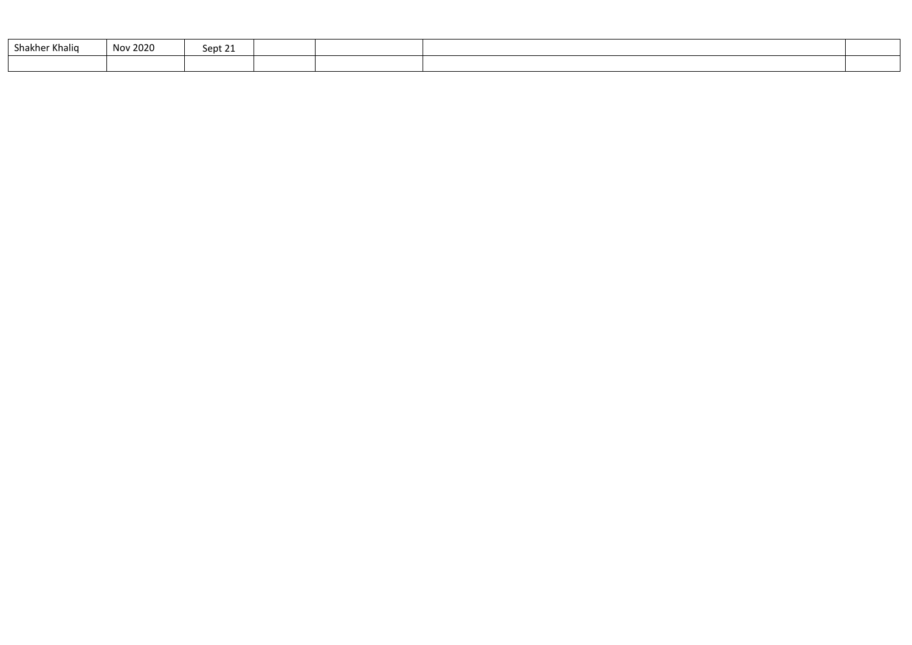| | | | | | | |
|---|---|---|---|---|---|---|
| Shakher Khaliq | Nov 2020 | Sept 21 | | | | |
| | | | | | | |